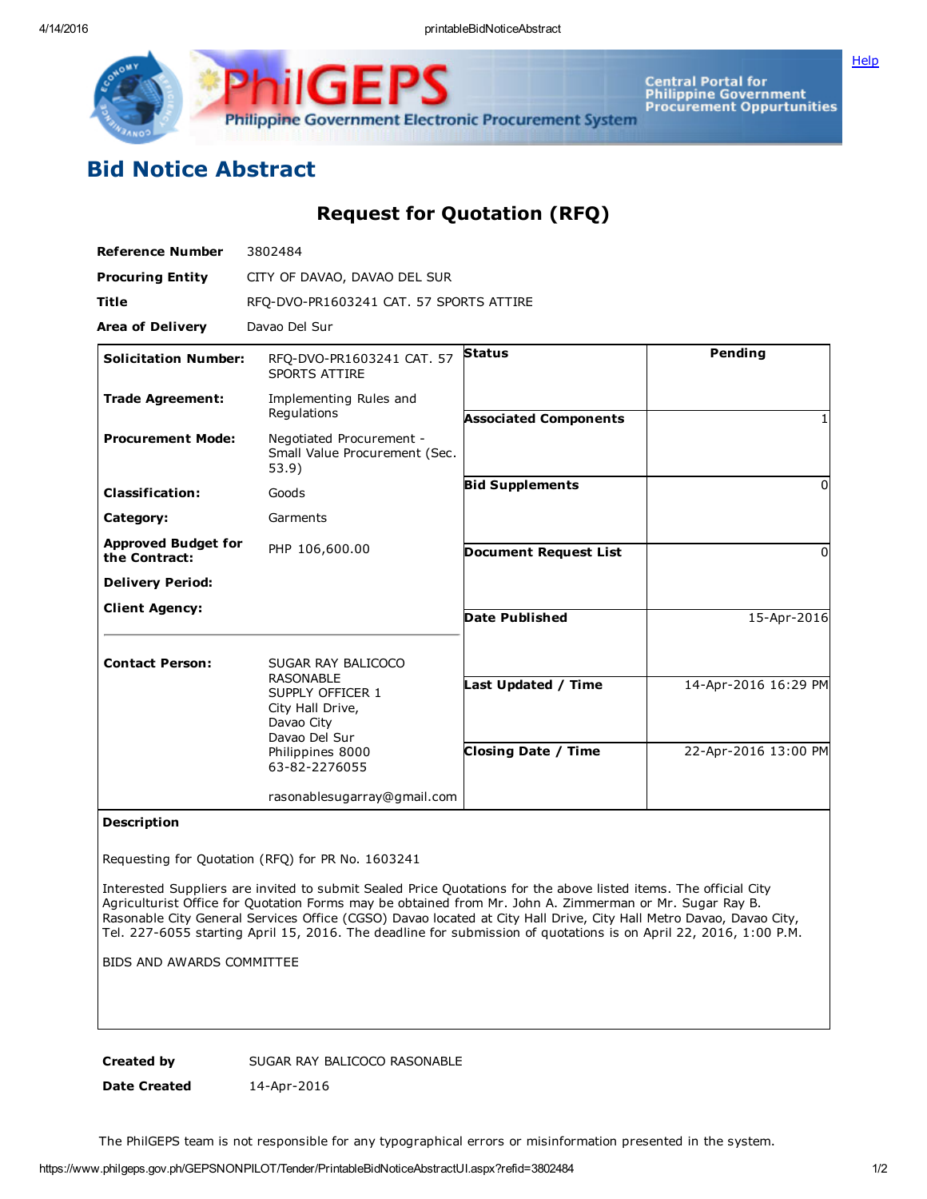# Bid Notice Abstract

## Request for Quotation (RFQ)

| | |
|---|---|
| **Reference Number** | 3802484 |
| **Procuring Entity** | CITY OF DAVAO, DAVAO DEL SUR |
| **Title** | RFQ-DVO-PR1603241 CAT. 57 SPORTS ATTIRE |
| **Area of Delivery** | Davao Del Sur |

| | | | |
|---|---|---|---|
| **Solicitation Number:** | RFQ-DVO-PR1603241 CAT. 57 SPORTS ATTIRE | **Status** | Pending |
| **Trade Agreement:** | Implementing Rules and Regulations | **Associated Components** | 1 |
| **Procurement Mode:** | Negotiated Procurement - Small Value Procurement (Sec. 53.9) | **Bid Supplements** | 0 |
| **Classification:** | Goods | **Document Request List** | 0 |
| **Category:** | Garments | **Date Published** | 15-Apr-2016 |
| **Approved Budget for the Contract:** | PHP 106,600.00 | **Last Updated / Time** | 14-Apr-2016 16:29 PM |
| **Delivery Period:** | | **Closing Date / Time** | 22-Apr-2016 13:00 PM |
| **Client Agency:** | | | |
| **Contact Person:** | SUGAR RAY BALICOCO RASONABLE<br>SUPPLY OFFICER 1<br>City Hall Drive,<br>Davao City<br>Davao Del Sur<br>Philippines 8000<br>63-82-2276055<br><br>rasonablesugarray@gmail.com | | |

**Description**

Requesting for Quotation (RFQ) for PR No. 1603241

Interested Suppliers are invited to submit Sealed Price Quotations for the above listed items. The official City Agriculturist Office for Quotation Forms may be obtained from Mr. John A. Zimmerman or Mr. Sugar Ray B. Rasonable City General Services Office (CGSO) Davao located at City Hall Drive, City Hall Metro Davao, Davao City, Tel. 227-6055 starting April 15, 2016. The deadline for submission of quotations is on April 22, 2016, 1:00 P.M.

BIDS AND AWARDS COMMITTEE

| | |
|---|---|
| **Created by** | SUGAR RAY BALICOCO RASONABLE |
| **Date Created** | 14-Apr-2016 |

The PhilGEPS team is not responsible for any typographical errors or misinformation presented in the system.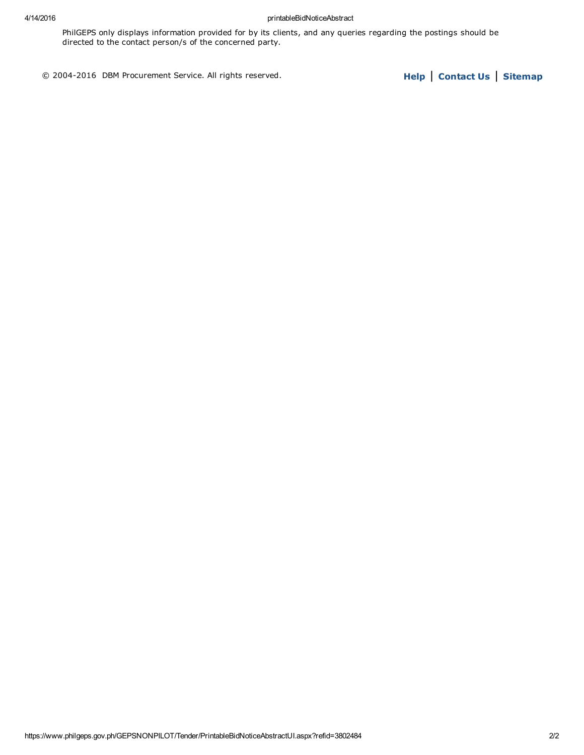PhilGEPS only displays information provided for by its clients, and any queries regarding the postings should be directed to the contact person/s of the concerned party.

© 2004-2016 DBM Procurement Service. All rights reserved.

**Help** | **Contact Us** | **Sitemap**